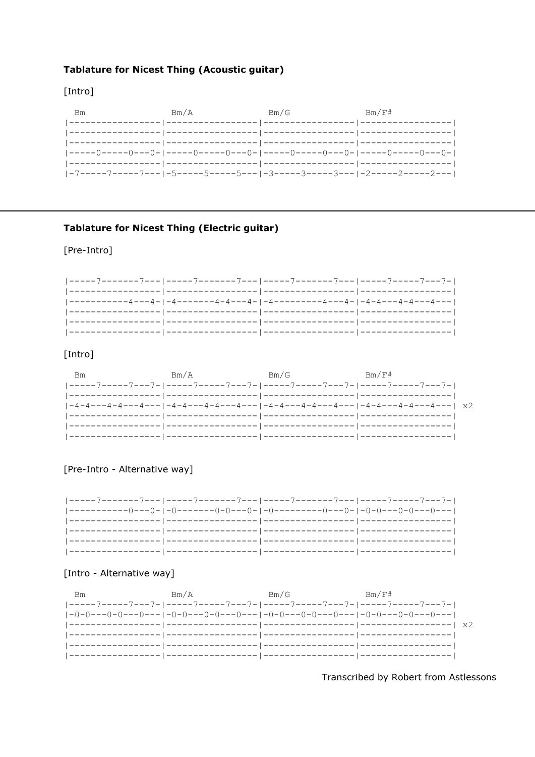### Tablature for Nicest Thing (Acoustic guitar)

[Intro]

```
  Bm                Bm/A              Bm/G              Bm/F#
|-----------------|-----------------|-----------------|-----------------|
|-----------------|-----------------|-----------------|-----------------|
|-----------------|-----------------|-----------------|-----------------|
|-----0-----0---0-|-----0-----0---0-|-----0-----0---0-|-----0-----0---0-|
|-----------------|-----------------|-----------------|-----------------|
|-7-----7-----7---|-5-----5-----5---|-3-----3-----3---|-2-----2-----2---|
```

---

### Tablature for Nicest Thing (Electric guitar)

[Pre-Intro]

```
|-----7-------7---|-----7-------7---|-----7-------7---|-----7-----7---7-|
|-----------------|-----------------|-----------------|-----------------|
|-----------4---4-|-4-------4-4---4-|-4---------4---4-|-4-4---4-4---4---|
|-----------------|-----------------|-----------------|-----------------|
|-----------------|-----------------|-----------------|-----------------|
|-----------------|-----------------|-----------------|-----------------|
```

[Intro]

```
  Bm                Bm/A              Bm/G              Bm/F#
|-----7-----7---7-|-----7-----7---7-|-----7-----7---7-|-----7-----7---7-|
|-----------------|-----------------|-----------------|-----------------|
|-4-4---4-4---4---|-4-4---4-4---4---|-4-4---4-4---4---|-4-4---4-4---4---| x2
|-----------------|-----------------|-----------------|-----------------|
|-----------------|-----------------|-----------------|-----------------|
|-----------------|-----------------|-----------------|-----------------|
```

[Pre-Intro - Alternative way]

```
|-----7-------7---|-----7-------7---|-----7-------7---|-----7-----7---7-|
|-----------0---0-|-0-------0-0---0-|-0---------0---0-|-0-0---0-0---0---|
|-----------------|-----------------|-----------------|-----------------|
|-----------------|-----------------|-----------------|-----------------|
|-----------------|-----------------|-----------------|-----------------|
|-----------------|-----------------|-----------------|-----------------|
```

[Intro - Alternative way]

```
  Bm                Bm/A              Bm/G              Bm/F#
|-----7-----7---7-|-----7-----7---7-|-----7-----7---7-|-----7-----7---7-|
|-0-0---0-0---0---|-0-0---0-0---0---|-0-0---0-0---0---|-0-0---0-0---0---|
|-----------------|-----------------|-----------------|-----------------| x2
|-----------------|-----------------|-----------------|-----------------|
|-----------------|-----------------|-----------------|-----------------|
|-----------------|-----------------|-----------------|-----------------|
```

Transcribed by Robert from Astlessons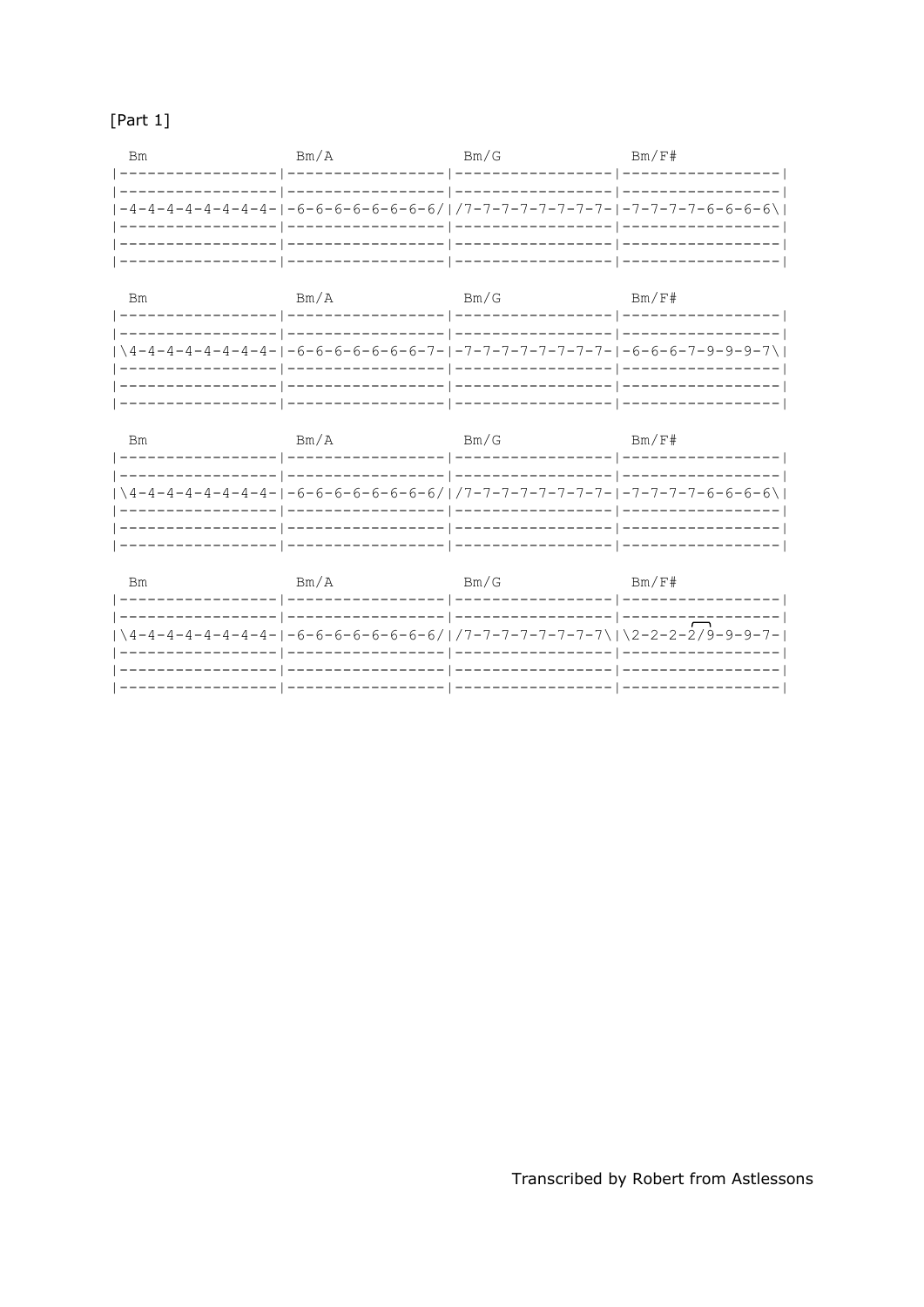[Part 1]

```
 Bm                 Bm/A               Bm/G               Bm/F#
|-----------------|-----------------|-----------------|-----------------|
|-----------------|-----------------|-----------------|-----------------|
|-4-4-4-4-4-4-4-4-|-6-6-6-6-6-6-6-6/|/7-7-7-7-7-7-7-7-|-7-7-7-7-6-6-6-6\|
|-----------------|-----------------|-----------------|-----------------|
|-----------------|-----------------|-----------------|-----------------|
|-----------------|-----------------|-----------------|-----------------|

 Bm                 Bm/A               Bm/G               Bm/F#
|-----------------|-----------------|-----------------|-----------------|
|-----------------|-----------------|-----------------|-----------------|
|\4-4-4-4-4-4-4-4-|-6-6-6-6-6-6-6-7-|-7-7-7-7-7-7-7-7-|-6-6-6-7-9-9-9-7\|
|-----------------|-----------------|-----------------|-----------------|
|-----------------|-----------------|-----------------|-----------------|
|-----------------|-----------------|-----------------|-----------------|

 Bm                 Bm/A               Bm/G               Bm/F#
|-----------------|-----------------|-----------------|-----------------|
|-----------------|-----------------|-----------------|-----------------|
|\4-4-4-4-4-4-4-4-|-6-6-6-6-6-6-6-6/|/7-7-7-7-7-7-7-7-|-7-7-7-7-6-6-6-6\|
|-----------------|-----------------|-----------------|-----------------|
|-----------------|-----------------|-----------------|-----------------|
|-----------------|-----------------|-----------------|-----------------|

 Bm                 Bm/A               Bm/G               Bm/F#
|-----------------|-----------------|-----------------|-----------------|
|-----------------|-----------------|-----------------|-----------------|
|\4-4-4-4-4-4-4-4-|-6-6-6-6-6-6-6-6/|/7-7-7-7-7-7-7-7\|\2-2-2-2/9-9-9-7-|
|-----------------|-----------------|-----------------|-----------------|
|-----------------|-----------------|-----------------|-----------------|
|-----------------|-----------------|-----------------|-----------------|
```

Transcribed by Robert from Astlessons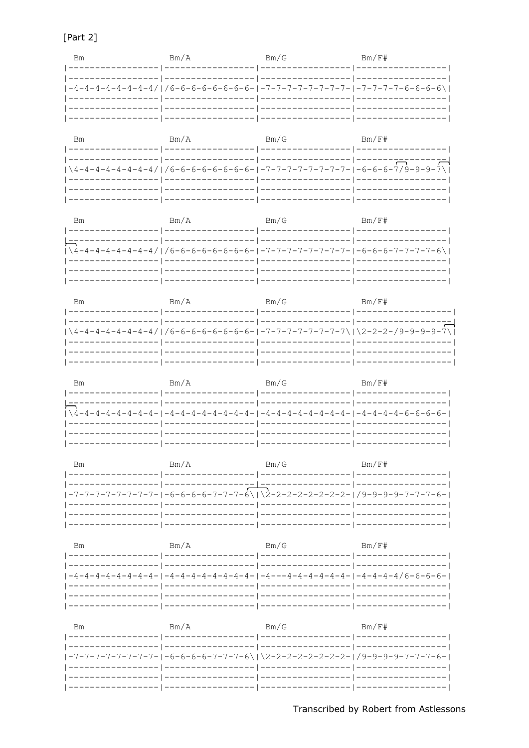[Part 2]

```
 Bm                 Bm/A                Bm/G                Bm/F#
|------------------|------------------|------------------|------------------|
|------------------|------------------|------------------|------------------|
|-4-4-4-4-4-4-4-4/|/6-6-6-6-6-6-6-6-|-7-7-7-7-7-7-7-7-|-7-7-7-7-6-6-6-6\|
|------------------|------------------|------------------|------------------|
|------------------|------------------|------------------|------------------|
|------------------|------------------|------------------|------------------|

 Bm                 Bm/A                Bm/G                Bm/F#
|------------------|------------------|------------------|------------------|
|------------------|------------------|------------------|------------------|
|\4-4-4-4-4-4-4-4/|/6-6-6-6-6-6-6-6-|-7-7-7-7-7-7-7-7-|-6-6-6-7/9-9-9-7\|
|------------------|------------------|------------------|------------------|
|------------------|------------------|------------------|------------------|
|------------------|------------------|------------------|------------------|

 Bm                 Bm/A                Bm/G                Bm/F#
|------------------|------------------|------------------|------------------|
|------------------|------------------|------------------|------------------|
|\4-4-4-4-4-4-4-4/|/6-6-6-6-6-6-6-6-|-7-7-7-7-7-7-7-7-|-6-6-6-7-7-7-7-6\|
|------------------|------------------|------------------|------------------|
|------------------|------------------|------------------|------------------|
|------------------|------------------|------------------|------------------|

 Bm                 Bm/A                Bm/G                Bm/F#
|------------------|------------------|------------------|-------------------|
|------------------|------------------|------------------|-------------------|
|\4-4-4-4-4-4-4-4/|/6-6-6-6-6-6-6-6-|-7-7-7-7-7-7-7-7\|\2-2-2-/9-9-9-9-7\|
|------------------|------------------|------------------|-------------------|
|------------------|------------------|------------------|-------------------|
|------------------|------------------|------------------|-------------------|

 Bm                 Bm/A                Bm/G                Bm/F#
|------------------|------------------|------------------|------------------|
|------------------|------------------|------------------|------------------|
|\4-4-4-4-4-4-4-4-|-4-4-4-4-4-4-4-4-|-4-4-4-4-4-4-4-4-|-4-4-4-4-6-6-6-6-|
|------------------|------------------|------------------|------------------|
|------------------|------------------|------------------|------------------|
|------------------|------------------|------------------|------------------|

 Bm                 Bm/A                Bm/G                Bm/F#
|------------------|------------------|------------------|------------------|
|------------------|------------------|------------------|------------------|
|-7-7-7-7-7-7-7-7-|-6-6-6-6-7-7-7-6\|\2-2-2-2-2-2-2-2-|/9-9-9-9-7-7-7-6-|
|------------------|------------------|------------------|------------------|
|------------------|------------------|------------------|------------------|
|------------------|------------------|------------------|------------------|

 Bm                 Bm/A                Bm/G                Bm/F#
|------------------|------------------|------------------|------------------|
|------------------|------------------|------------------|------------------|
|-4-4-4-4-4-4-4-4-|-4-4-4-4-4-4-4-4-|-4---4-4-4-4-4-4-|-4-4-4-4/6-6-6-6-|
|------------------|------------------|------------------|------------------|
|------------------|------------------|------------------|------------------|
|------------------|------------------|------------------|------------------|

 Bm                 Bm/A                Bm/G                Bm/F#
|------------------|------------------|------------------|------------------|
|------------------|------------------|------------------|------------------|
|-7-7-7-7-7-7-7-7-|-6-6-6-6-7-7-7-6\|\2-2-2-2-2-2-2-2-|/9-9-9-9-7-7-7-6-|
|------------------|------------------|------------------|------------------|
|------------------|------------------|------------------|------------------|
|------------------|------------------|------------------|------------------|
```

Transcribed by Robert from Astlessons